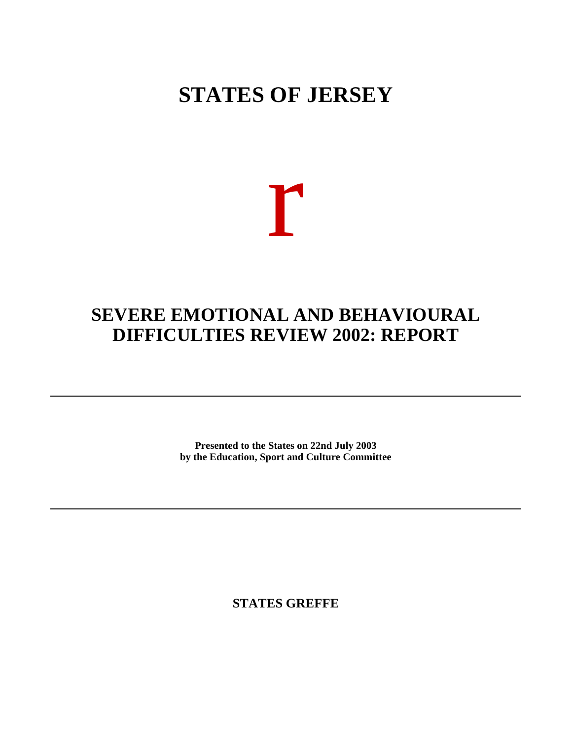# STATES OF JERSEY

r

# SEVERE EMOTIONAL AND BEHAVIOURAL DIFFICULTIES REVIEW 2002: REPORT

---

**Presented to the States on 22nd July 2003**
**by the Education, Sport and Culture Committee**

---

**STATES GREFFE**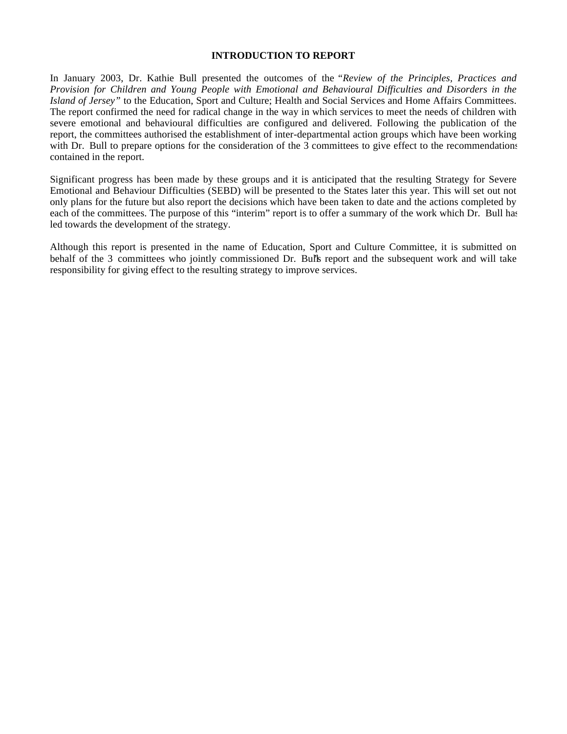## INTRODUCTION TO REPORT

In January 2003, Dr. Kathie Bull presented the outcomes of the "*Review of the Principles, Practices and Provision for Children and Young People with Emotional and Behavioural Difficulties and Disorders in the Island of Jersey"* to the Education, Sport and Culture; Health and Social Services and Home Affairs Committees. The report confirmed the need for radical change in the way in which services to meet the needs of children with severe emotional and behavioural difficulties are configured and delivered. Following the publication of the report, the committees authorised the establishment of inter-departmental action groups which have been working with Dr. Bull to prepare options for the consideration of the 3 committees to give effect to the recommendations contained in the report.

Significant progress has been made by these groups and it is anticipated that the resulting Strategy for Severe Emotional and Behaviour Difficulties (SEBD) will be presented to the States later this year. This will set out not only plans for the future but also report the decisions which have been taken to date and the actions completed by each of the committees. The purpose of this "interim" report is to offer a summary of the work which Dr. Bull has led towards the development of the strategy.

Although this report is presented in the name of Education, Sport and Culture Committee, it is submitted on behalf of the 3 committees who jointly commissioned Dr. Bull's report and the subsequent work and will take responsibility for giving effect to the resulting strategy to improve services.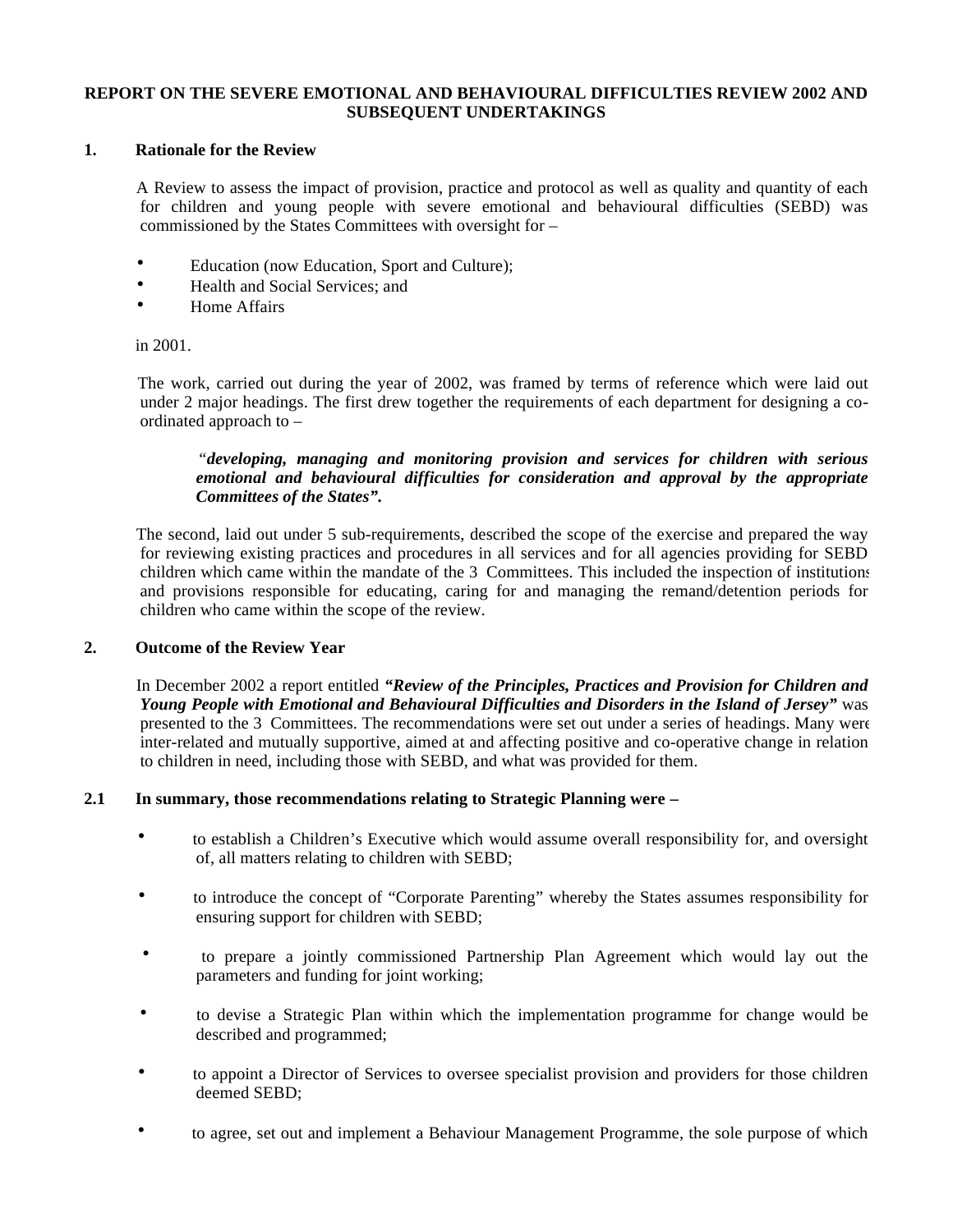**REPORT ON THE SEVERE EMOTIONAL AND BEHAVIOURAL DIFFICULTIES REVIEW 2002 AND SUBSEQUENT UNDERTAKINGS**

## 1. Rationale for the Review

A Review to assess the impact of provision, practice and protocol as well as quality and quantity of each for children and young people with severe emotional and behavioural difficulties (SEBD) was commissioned by the States Committees with oversight for –

- Education (now Education, Sport and Culture);
- Health and Social Services; and
- Home Affairs

in 2001.

The work, carried out during the year of 2002, was framed by terms of reference which were laid out under 2 major headings. The first drew together the requirements of each department for designing a co-ordinated approach to –

> "***developing, managing and monitoring provision and services for children with serious emotional and behavioural difficulties for consideration and approval by the appropriate Committees of the States".***

The second, laid out under 5 sub-requirements, described the scope of the exercise and prepared the way for reviewing existing practices and procedures in all services and for all agencies providing for SEBD children which came within the mandate of the 3 Committees. This included the inspection of institutions and provisions responsible for educating, caring for and managing the remand/detention periods for children who came within the scope of the review.

## 2. Outcome of the Review Year

In December 2002 a report entitled ***"Review of the Principles, Practices and Provision for Children and Young People with Emotional and Behavioural Difficulties and Disorders in the Island of Jersey"*** was presented to the 3 Committees. The recommendations were set out under a series of headings. Many were inter-related and mutually supportive, aimed at and affecting positive and co-operative change in relation to children in need, including those with SEBD, and what was provided for them.

### 2.1 In summary, those recommendations relating to Strategic Planning were –

- to establish a Children's Executive which would assume overall responsibility for, and oversight of, all matters relating to children with SEBD;
- to introduce the concept of "Corporate Parenting" whereby the States assumes responsibility for ensuring support for children with SEBD;
- to prepare a jointly commissioned Partnership Plan Agreement which would lay out the parameters and funding for joint working;
- to devise a Strategic Plan within which the implementation programme for change would be described and programmed;
- to appoint a Director of Services to oversee specialist provision and providers for those children deemed SEBD;
- to agree, set out and implement a Behaviour Management Programme, the sole purpose of which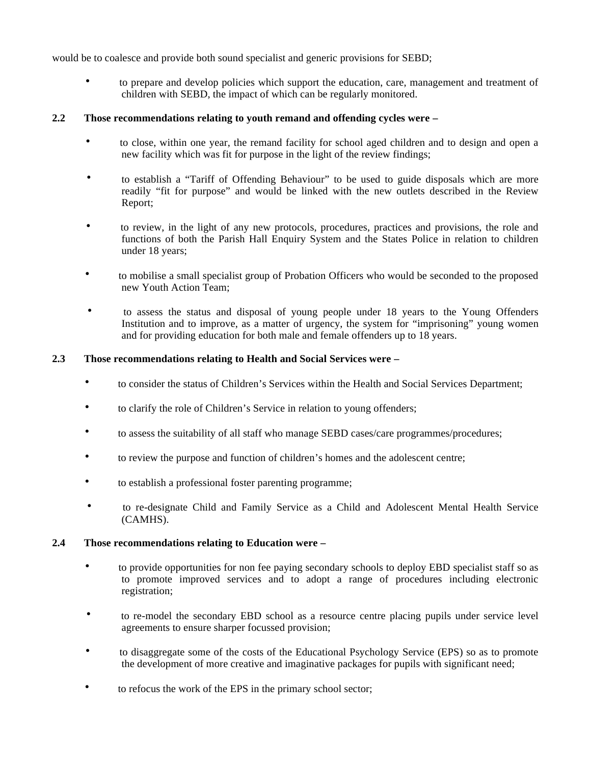would be to coalesce and provide both sound specialist and generic provisions for SEBD;

- to prepare and develop policies which support the education, care, management and treatment of children with SEBD, the impact of which can be regularly monitored.

**2.2 Those recommendations relating to youth remand and offending cycles were –**

- to close, within one year, the remand facility for school aged children and to design and open a new facility which was fit for purpose in the light of the review findings;
- to establish a "Tariff of Offending Behaviour" to be used to guide disposals which are more readily "fit for purpose" and would be linked with the new outlets described in the Review Report;
- to review, in the light of any new protocols, procedures, practices and provisions, the role and functions of both the Parish Hall Enquiry System and the States Police in relation to children under 18 years;
- to mobilise a small specialist group of Probation Officers who would be seconded to the proposed new Youth Action Team;
- to assess the status and disposal of young people under 18 years to the Young Offenders Institution and to improve, as a matter of urgency, the system for "imprisoning" young women and for providing education for both male and female offenders up to 18 years.

**2.3 Those recommendations relating to Health and Social Services were –**

- to consider the status of Children's Services within the Health and Social Services Department;
- to clarify the role of Children's Service in relation to young offenders;
- to assess the suitability of all staff who manage SEBD cases/care programmes/procedures;
- to review the purpose and function of children's homes and the adolescent centre;
- to establish a professional foster parenting programme;
- to re-designate Child and Family Service as a Child and Adolescent Mental Health Service (CAMHS).

**2.4 Those recommendations relating to Education were –**

- to provide opportunities for non fee paying secondary schools to deploy EBD specialist staff so as to promote improved services and to adopt a range of procedures including electronic registration;
- to re-model the secondary EBD school as a resource centre placing pupils under service level agreements to ensure sharper focussed provision;
- to disaggregate some of the costs of the Educational Psychology Service (EPS) so as to promote the development of more creative and imaginative packages for pupils with significant need;
- to refocus the work of the EPS in the primary school sector;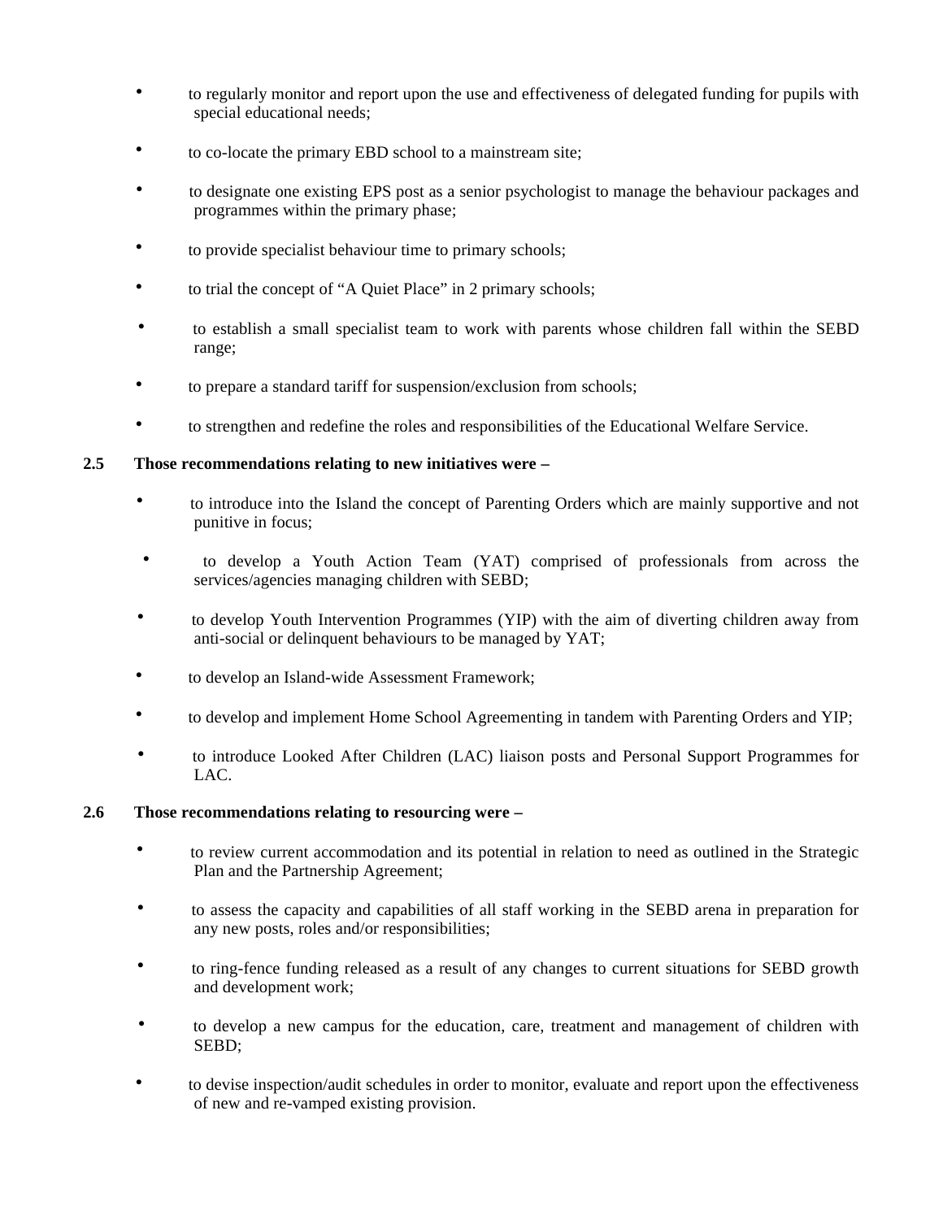- to regularly monitor and report upon the use and effectiveness of delegated funding for pupils with special educational needs;

- to co-locate the primary EBD school to a mainstream site;

- to designate one existing EPS post as a senior psychologist to manage the behaviour packages and programmes within the primary phase;

- to provide specialist behaviour time to primary schools;

- to trial the concept of "A Quiet Place" in 2 primary schools;

- to establish a small specialist team to work with parents whose children fall within the SEBD range;

- to prepare a standard tariff for suspension/exclusion from schools;

- to strengthen and redefine the roles and responsibilities of the Educational Welfare Service.

**2.5 Those recommendations relating to new initiatives were –**

- to introduce into the Island the concept of Parenting Orders which are mainly supportive and not punitive in focus;

- to develop a Youth Action Team (YAT) comprised of professionals from across the services/agencies managing children with SEBD;

- to develop Youth Intervention Programmes (YIP) with the aim of diverting children away from anti-social or delinquent behaviours to be managed by YAT;

- to develop an Island-wide Assessment Framework;

- to develop and implement Home School Agreementing in tandem with Parenting Orders and YIP;

- to introduce Looked After Children (LAC) liaison posts and Personal Support Programmes for LAC.

**2.6 Those recommendations relating to resourcing were –**

- to review current accommodation and its potential in relation to need as outlined in the Strategic Plan and the Partnership Agreement;

- to assess the capacity and capabilities of all staff working in the SEBD arena in preparation for any new posts, roles and/or responsibilities;

- to ring-fence funding released as a result of any changes to current situations for SEBD growth and development work;

- to develop a new campus for the education, care, treatment and management of children with SEBD;

- to devise inspection/audit schedules in order to monitor, evaluate and report upon the effectiveness of new and re-vamped existing provision.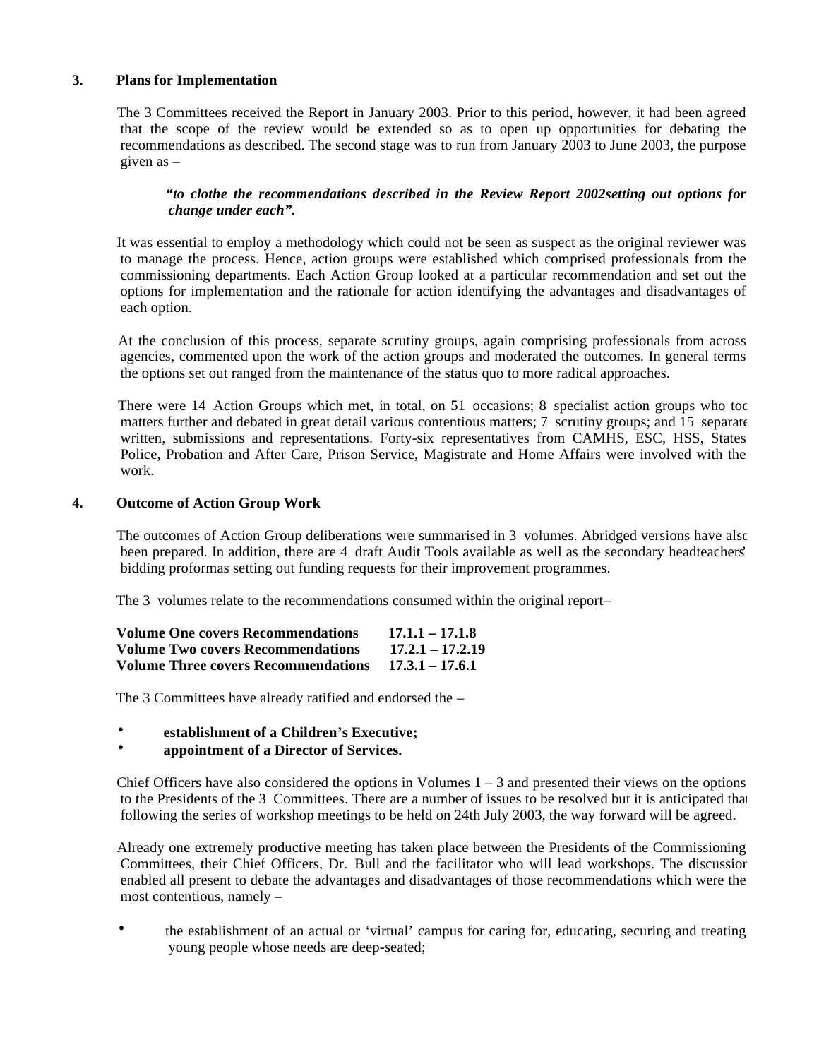## 3. Plans for Implementation

The 3 Committees received the Report in January 2003. Prior to this period, however, it had been agreed that the scope of the review would be extended so as to open up opportunities for debating the recommendations as described. The second stage was to run from January 2003 to June 2003, the purpose given as –

> ***"to clothe the recommendations described in the Review Report 2002setting out options for change under each".***

It was essential to employ a methodology which could not be seen as suspect as the original reviewer was to manage the process. Hence, action groups were established which comprised professionals from the commissioning departments. Each Action Group looked at a particular recommendation and set out the options for implementation and the rationale for action identifying the advantages and disadvantages of each option.

At the conclusion of this process, separate scrutiny groups, again comprising professionals from across agencies, commented upon the work of the action groups and moderated the outcomes. In general terms the options set out ranged from the maintenance of the status quo to more radical approaches.

There were 14 Action Groups which met, in total, on 51 occasions; 8 specialist action groups who took matters further and debated in great detail various contentious matters; 7 scrutiny groups; and 15 separate written, submissions and representations. Forty-six representatives from CAMHS, ESC, HSS, States Police, Probation and After Care, Prison Service, Magistrate and Home Affairs were involved with the work.

## 4. Outcome of Action Group Work

The outcomes of Action Group deliberations were summarised in 3 volumes. Abridged versions have also been prepared. In addition, there are 4 draft Audit Tools available as well as the secondary headteachers' bidding proformas setting out funding requests for their improvement programmes.

The 3 volumes relate to the recommendations consumed within the original report–

**Volume One covers Recommendations 17.1.1 – 17.1.8**
**Volume Two covers Recommendations 17.2.1 – 17.2.19**
**Volume Three covers Recommendations 17.3.1 – 17.6.1**

The 3 Committees have already ratified and endorsed the –

- **establishment of a Children's Executive;**
- **appointment of a Director of Services.**

Chief Officers have also considered the options in Volumes 1 – 3 and presented their views on the options to the Presidents of the 3 Committees. There are a number of issues to be resolved but it is anticipated that following the series of workshop meetings to be held on 24th July 2003, the way forward will be agreed.

Already one extremely productive meeting has taken place between the Presidents of the Commissioning Committees, their Chief Officers, Dr. Bull and the facilitator who will lead workshops. The discussion enabled all present to debate the advantages and disadvantages of those recommendations which were the most contentious, namely –

- the establishment of an actual or 'virtual' campus for caring for, educating, securing and treating young people whose needs are deep-seated;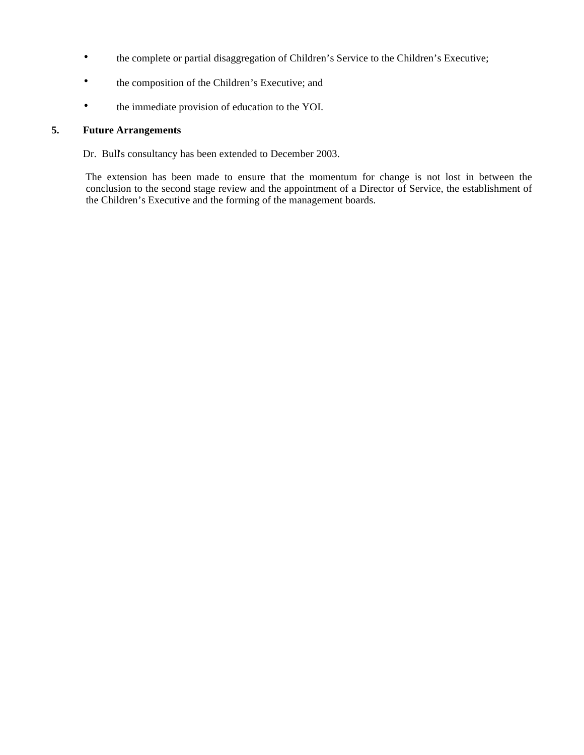- the complete or partial disaggregation of Children's Service to the Children's Executive;
- the composition of the Children's Executive; and
- the immediate provision of education to the YOI.

## 5. Future Arrangements

Dr. Bull's consultancy has been extended to December 2003.

The extension has been made to ensure that the momentum for change is not lost in between the conclusion to the second stage review and the appointment of a Director of Service, the establishment of the Children's Executive and the forming of the management boards.